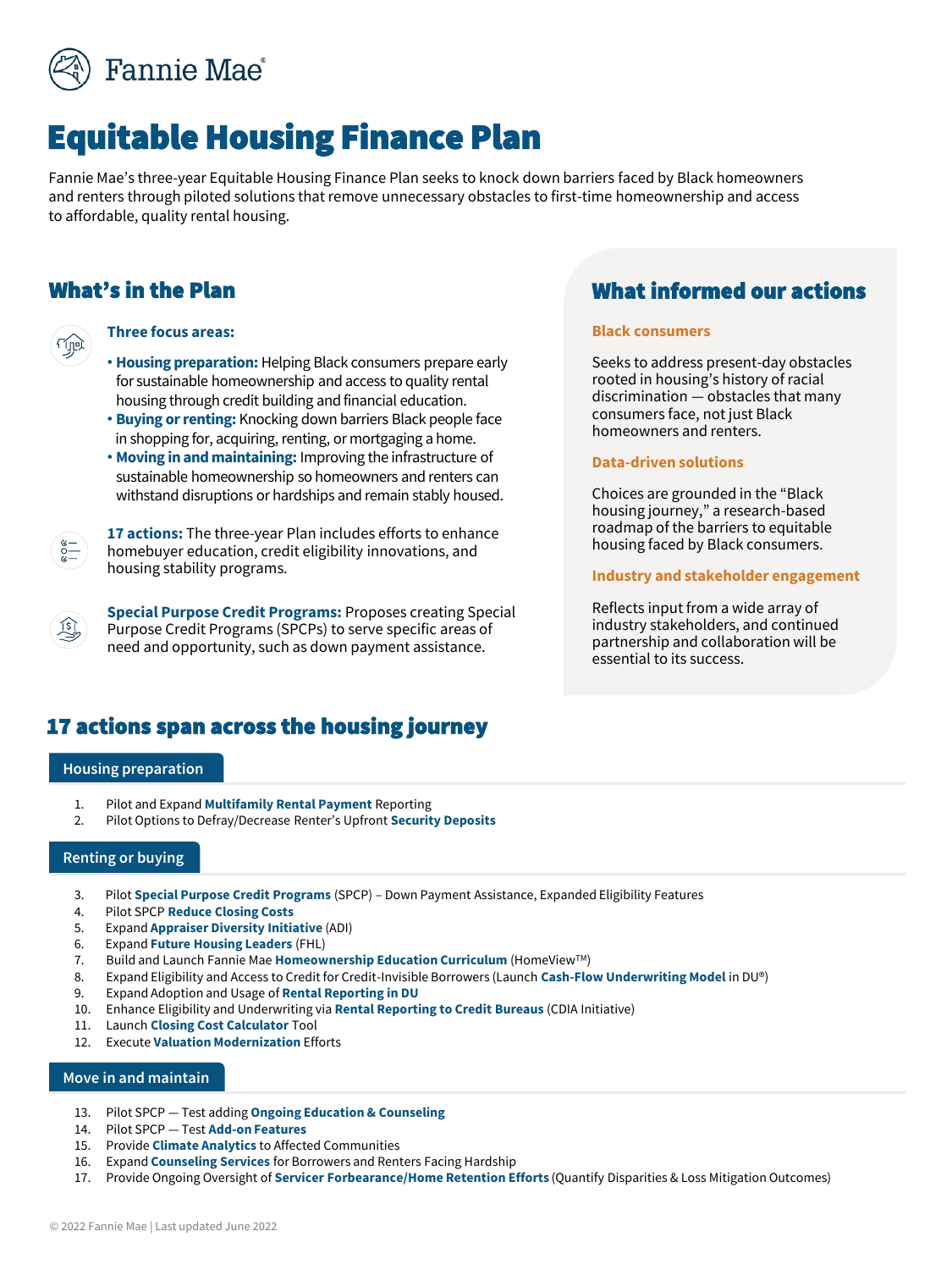Fannie Mae

# Equitable Housing Finance Plan

Fannie Mae's three-year Equitable Housing Finance Plan seeks to knock down barriers faced by Black homeowners and renters through piloted solutions that remove unnecessary obstacles to first-time homeownership and access to affordable, quality rental housing.

## What's in the Plan

**Three focus areas:**

- **Housing preparation:** Helping Black consumers prepare early for sustainable homeownership and access to quality rental housing through credit building and financial education.
- **Buying or renting:** Knocking down barriers Black people face in shopping for, acquiring, renting, or mortgaging a home.
- **Moving in and maintaining:** Improving the infrastructure of sustainable homeownership so homeowners and renters can withstand disruptions or hardships and remain stably housed.

**17 actions:** The three-year Plan includes efforts to enhance homebuyer education, credit eligibility innovations, and housing stability programs.

**Special Purpose Credit Programs:** Proposes creating Special Purpose Credit Programs (SPCPs) to serve specific areas of need and opportunity, such as down payment assistance.

## What informed our actions

### Black consumers

Seeks to address present-day obstacles rooted in housing's history of racial discrimination — obstacles that many consumers face, not just Black homeowners and renters.

### Data-driven solutions

Choices are grounded in the "Black housing journey," a research-based roadmap of the barriers to equitable housing faced by Black consumers.

### Industry and stakeholder engagement

Reflects input from a wide array of industry stakeholders, and continued partnership and collaboration will be essential to its success.

## 17 actions span across the housing journey

### Housing preparation

1. Pilot and Expand **Multifamily Rental Payment** Reporting
2. Pilot Options to Defray/Decrease Renter's Upfront **Security Deposits**

### Renting or buying

3. Pilot **Special Purpose Credit Programs** (SPCP) – Down Payment Assistance, Expanded Eligibility Features
4. Pilot SPCP **Reduce Closing Costs**
5. Expand **Appraiser Diversity Initiative** (ADI)
6. Expand **Future Housing Leaders** (FHL)
7. Build and Launch Fannie Mae **Homeownership Education Curriculum** (HomeView™)
8. Expand Eligibility and Access to Credit for Credit-Invisible Borrowers (Launch **Cash-Flow Underwriting Model** in DU®)
9. Expand Adoption and Usage of **Rental Reporting in DU**
10. Enhance Eligibility and Underwriting via **Rental Reporting to Credit Bureaus** (CDIA Initiative)
11. Launch **Closing Cost Calculator** Tool
12. Execute **Valuation Modernization** Efforts

### Move in and maintain

13. Pilot SPCP — Test adding **Ongoing Education & Counseling**
14. Pilot SPCP — Test **Add-on Features**
15. Provide **Climate Analytics** to Affected Communities
16. Expand **Counseling Services** for Borrowers and Renters Facing Hardship
17. Provide Ongoing Oversight of **Servicer Forbearance/Home Retention Efforts** (Quantify Disparities & Loss Mitigation Outcomes)

© 2022 Fannie Mae | Last updated June 2022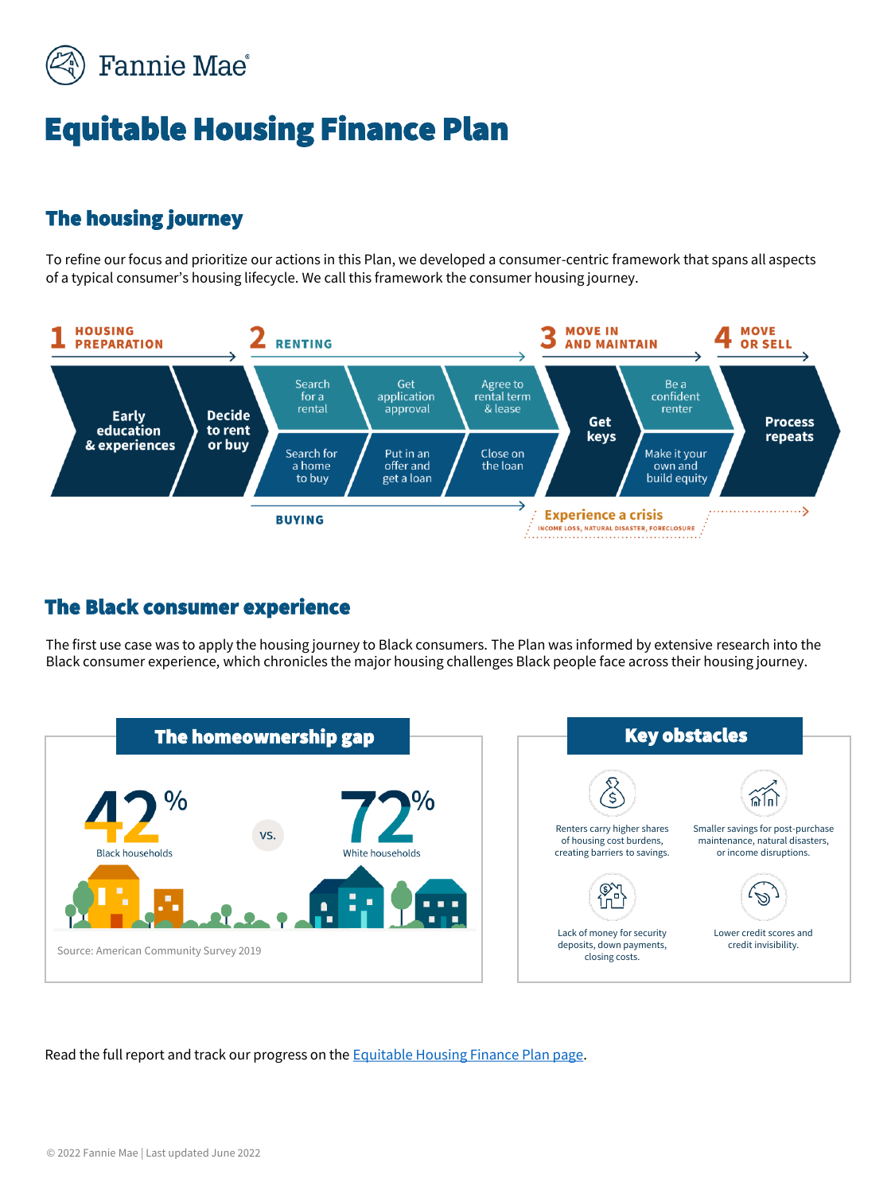Fannie Mae

# Equitable Housing Finance Plan

## The housing journey

To refine our focus and prioritize our actions in this Plan, we developed a consumer-centric framework that spans all aspects of a typical consumer's housing lifecycle. We call this framework the consumer housing journey.

1 HOUSING PREPARATION

2 RENTING

3 MOVE IN AND MAINTAIN

4 MOVE OR SELL

Early education & experiences

Decide to rent or buy

Search for a rental

Get application approval

Agree to rental term & lease

Search for a home to buy

Put in an offer and get a loan

Close on the loan

Get keys

Be a confident renter

Make it your own and build equity

Process repeats

BUYING

Experience a crisis

INCOME LOSS, NATURAL DISASTER, FORECLOSURE

## The Black consumer experience

The first use case was to apply the housing journey to Black consumers. The Plan was informed by extensive research into the Black consumer experience, which chronicles the major housing challenges Black people face across their housing journey.

### The homeownership gap

42% Black households

vs.

72% White households

Source: American Community Survey 2019

### Key obstacles

Renters carry higher shares of housing cost burdens, creating barriers to savings.

Smaller savings for post-purchase maintenance, natural disasters, or income disruptions.

Lack of money for security deposits, down payments, closing costs.

Lower credit scores and credit invisibility.

Read the full report and track our progress on the Equitable Housing Finance Plan page.

© 2022 Fannie Mae | Last updated June 2022